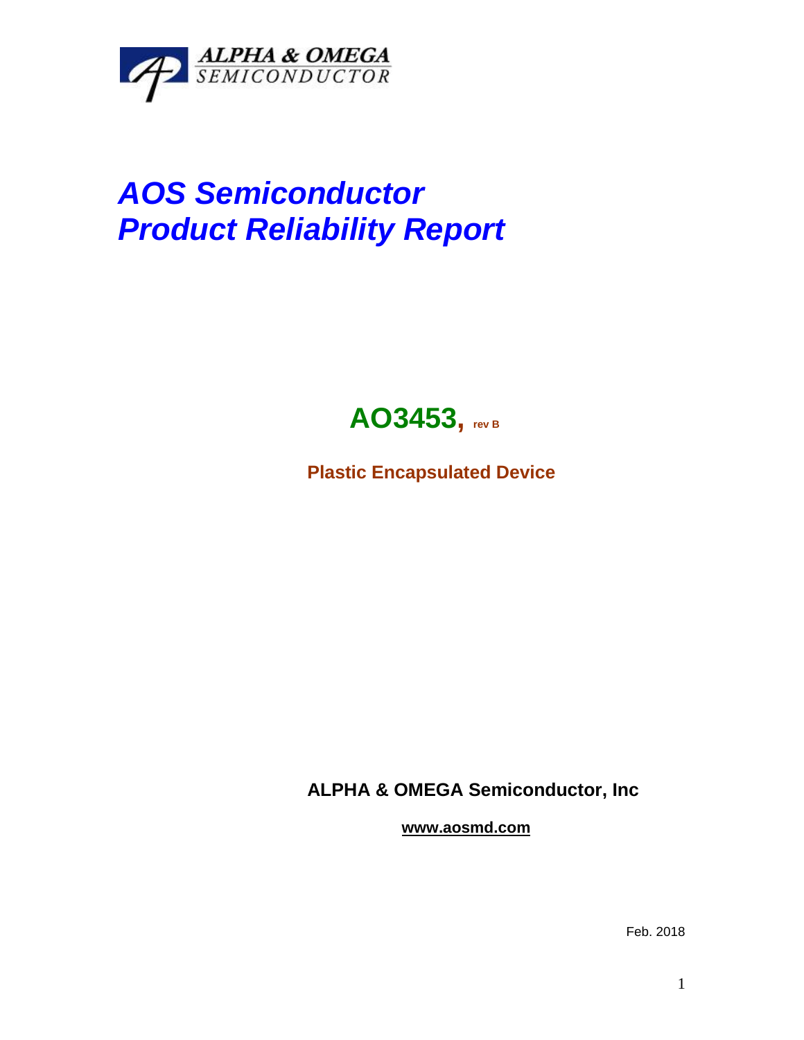ALPHA & OMEGA
SEMICONDUCTOR

# *AOS Semiconductor*
# *Product Reliability Report*

## AO3453, rev B

**Plastic Encapsulated Device**

**ALPHA & OMEGA Semiconductor, Inc**

**www.aosmd.com**

Feb. 2018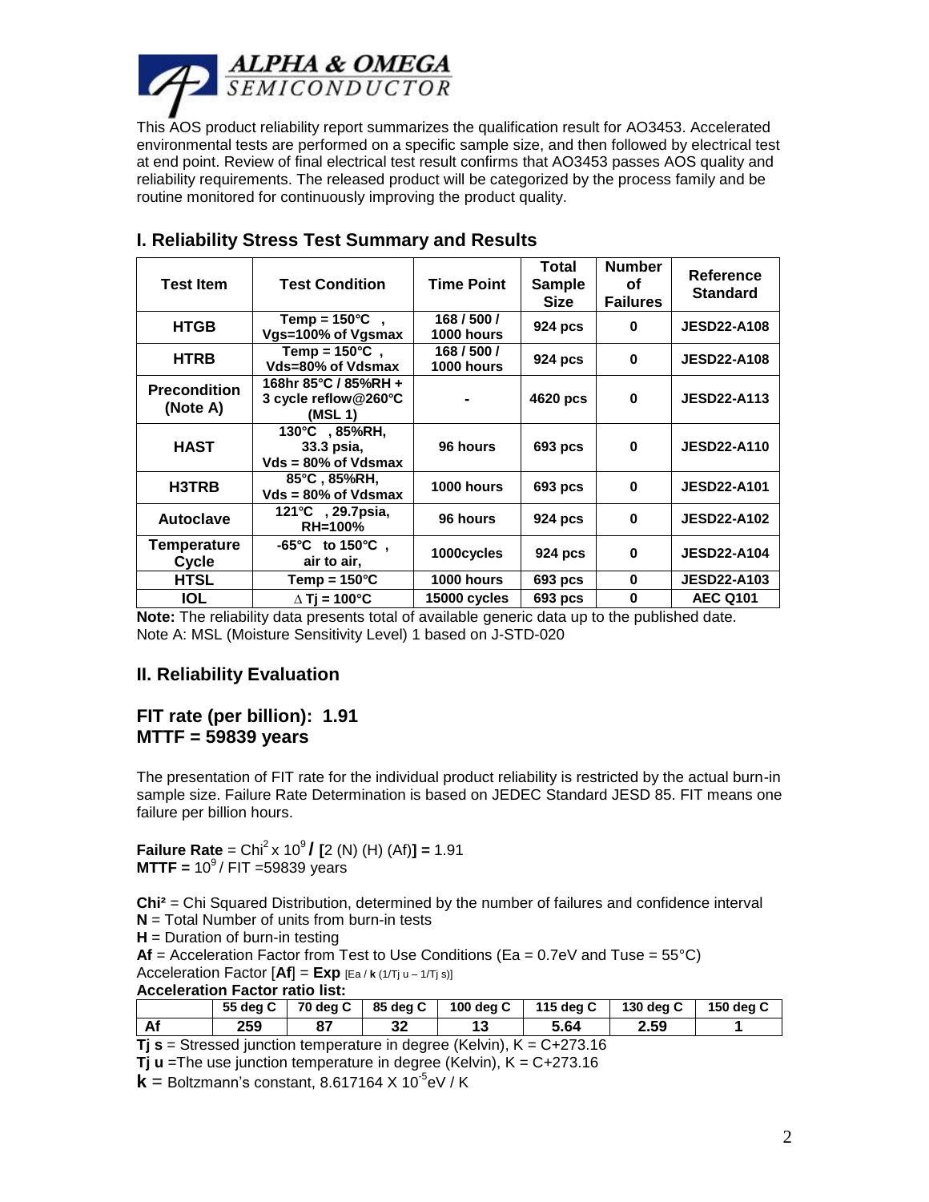ALPHA & OMEGA SEMICONDUCTOR

This AOS product reliability report summarizes the qualification result for AO3453. Accelerated environmental tests are performed on a specific sample size, and then followed by electrical test at end point. Review of final electrical test result confirms that AO3453 passes AOS quality and reliability requirements. The released product will be categorized by the process family and be routine monitored for continuously improving the product quality.

## I. Reliability Stress Test Summary and Results

| Test Item | Test Condition | Time Point | Total Sample Size | Number of Failures | Reference Standard |
|---|---|---|---|---|---|
| HTGB | Temp = 150°C , Vgs=100% of Vgsmax | 168 / 500 / 1000 hours | 924 pcs | 0 | JESD22-A108 |
| HTRB | Temp = 150°C , Vds=80% of Vdsmax | 168 / 500 / 1000 hours | 924 pcs | 0 | JESD22-A108 |
| Precondition (Note A) | 168hr 85°C / 85%RH + 3 cycle reflow@260°C (MSL 1) | - | 4620 pcs | 0 | JESD22-A113 |
| HAST | 130°C , 85%RH, 33.3 psia, Vds = 80% of Vdsmax | 96 hours | 693 pcs | 0 | JESD22-A110 |
| H3TRB | 85°C , 85%RH, Vds = 80% of Vdsmax | 1000 hours | 693 pcs | 0 | JESD22-A101 |
| Autoclave | 121°C , 29.7psia, RH=100% | 96 hours | 924 pcs | 0 | JESD22-A102 |
| Temperature Cycle | -65°C to 150°C , air to air, | 1000cycles | 924 pcs | 0 | JESD22-A104 |
| HTSL | Temp = 150°C | 1000 hours | 693 pcs | 0 | JESD22-A103 |
| IOL | $\Delta$ Tj = 100°C | 15000 cycles | 693 pcs | 0 | AEC Q101 |

**Note:** The reliability data presents total of available generic data up to the published date.
Note A: MSL (Moisture Sensitivity Level) 1 based on J-STD-020

## II. Reliability Evaluation

### FIT rate (per billion): 1.91
### MTTF = 59839 years

The presentation of FIT rate for the individual product reliability is restricted by the actual burn-in sample size. Failure Rate Determination is based on JEDEC Standard JESD 85. FIT means one failure per billion hours.

**Failure Rate** = $\text{Chi}^2 \times 10^9$ **/ [**2 (N) (H) (Af)**] =** 1.91
**MTTF =** $10^9$ / FIT =59839 years

**Chi²** = Chi Squared Distribution, determined by the number of failures and confidence interval
**N** = Total Number of units from burn-in tests
**H** = Duration of burn-in testing
**Af** = Acceleration Factor from Test to Use Conditions (Ea = 0.7eV and Tuse = 55°C)
Acceleration Factor [**Af**] = **Exp** [Ea / **k** (1/Tj u – 1/Tj s)]

**Acceleration Factor ratio list:**

| | 55 deg C | 70 deg C | 85 deg C | 100 deg C | 115 deg C | 130 deg C | 150 deg C |
|---|---|---|---|---|---|---|---|
| Af | 259 | 87 | 32 | 13 | 5.64 | 2.59 | 1 |

**Tj s** = Stressed junction temperature in degree (Kelvin), K = C+273.16
**Tj u** =The use junction temperature in degree (Kelvin), K = C+273.16
**k** = Boltzmann's constant, $8.617164 \times 10^{-5}$ eV / K